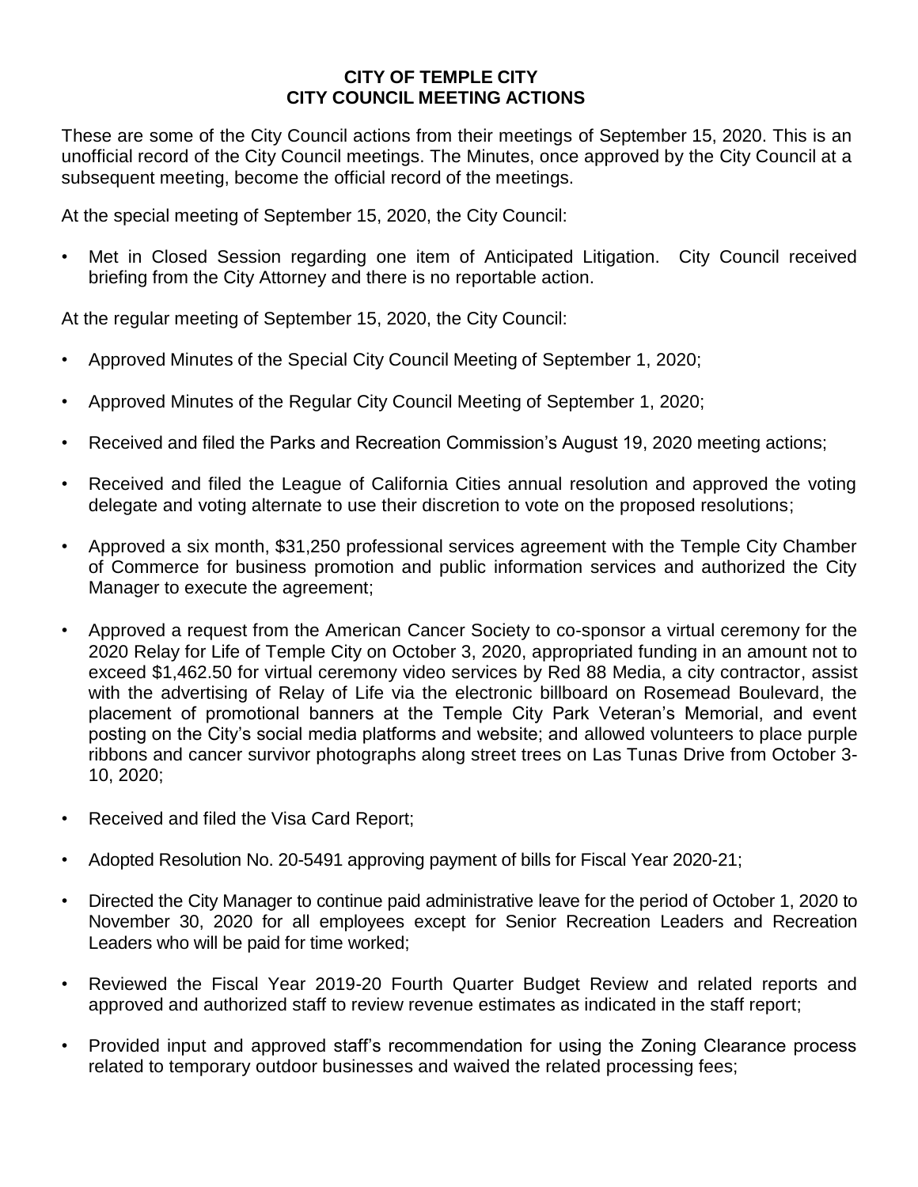# CITY OF TEMPLE CITY
# CITY COUNCIL MEETING ACTIONS

These are some of the City Council actions from their meetings of September 15, 2020. This is an unofficial record of the City Council meetings. The Minutes, once approved by the City Council at a subsequent meeting, become the official record of the meetings.

At the special meeting of September 15, 2020, the City Council:

- Met in Closed Session regarding one item of Anticipated Litigation. City Council received briefing from the City Attorney and there is no reportable action.

At the regular meeting of September 15, 2020, the City Council:

- Approved Minutes of the Special City Council Meeting of September 1, 2020;
- Approved Minutes of the Regular City Council Meeting of September 1, 2020;
- Received and filed the Parks and Recreation Commission's August 19, 2020 meeting actions;
- Received and filed the League of California Cities annual resolution and approved the voting delegate and voting alternate to use their discretion to vote on the proposed resolutions;
- Approved a six month, $31,250 professional services agreement with the Temple City Chamber of Commerce for business promotion and public information services and authorized the City Manager to execute the agreement;
- Approved a request from the American Cancer Society to co-sponsor a virtual ceremony for the 2020 Relay for Life of Temple City on October 3, 2020, appropriated funding in an amount not to exceed $1,462.50 for virtual ceremony video services by Red 88 Media, a city contractor, assist with the advertising of Relay of Life via the electronic billboard on Rosemead Boulevard, the placement of promotional banners at the Temple City Park Veteran's Memorial, and event posting on the City's social media platforms and website; and allowed volunteers to place purple ribbons and cancer survivor photographs along street trees on Las Tunas Drive from October 3-10, 2020;
- Received and filed the Visa Card Report;
- Adopted Resolution No. 20-5491 approving payment of bills for Fiscal Year 2020-21;
- Directed the City Manager to continue paid administrative leave for the period of October 1, 2020 to November 30, 2020 for all employees except for Senior Recreation Leaders and Recreation Leaders who will be paid for time worked;
- Reviewed the Fiscal Year 2019-20 Fourth Quarter Budget Review and related reports and approved and authorized staff to review revenue estimates as indicated in the staff report;
- Provided input and approved staff's recommendation for using the Zoning Clearance process related to temporary outdoor businesses and waived the related processing fees;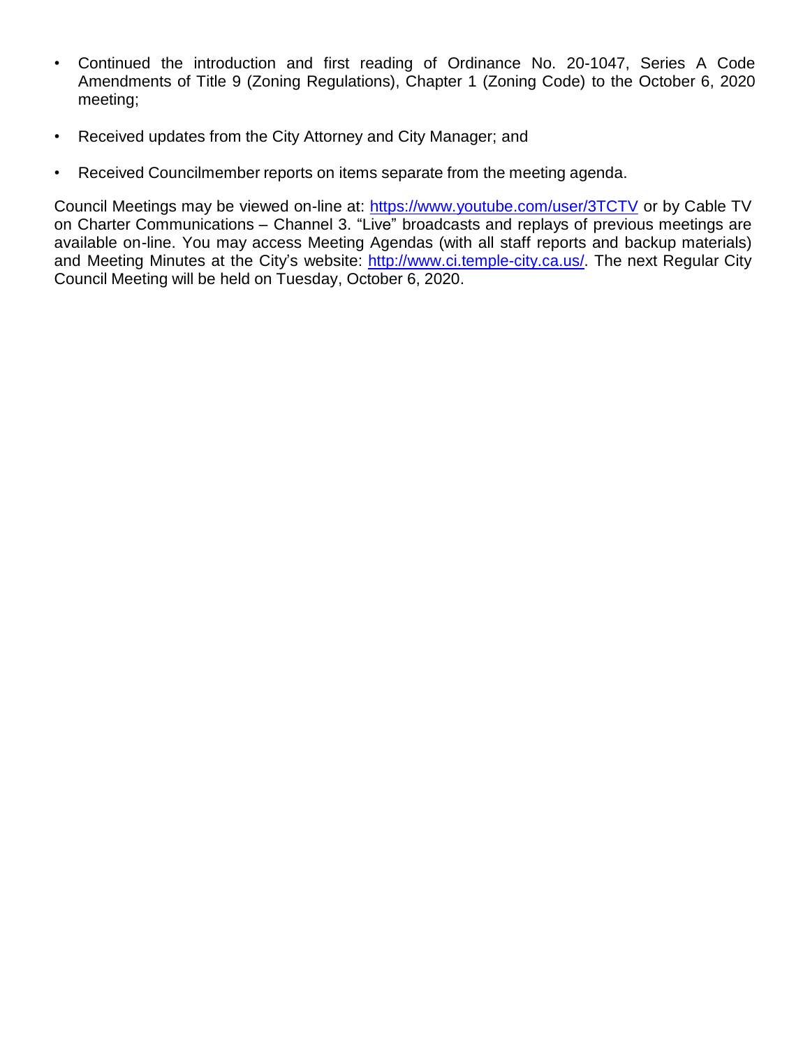- Continued the introduction and first reading of Ordinance No. 20-1047, Series A Code Amendments of Title 9 (Zoning Regulations), Chapter 1 (Zoning Code) to the October 6, 2020 meeting;
- Received updates from the City Attorney and City Manager; and
- Received Councilmember reports on items separate from the meeting agenda.

Council Meetings may be viewed on-line at: https://www.youtube.com/user/3TCTV or by Cable TV on Charter Communications – Channel 3. "Live" broadcasts and replays of previous meetings are available on-line. You may access Meeting Agendas (with all staff reports and backup materials) and Meeting Minutes at the City's website: http://www.ci.temple-city.ca.us/. The next Regular City Council Meeting will be held on Tuesday, October 6, 2020.